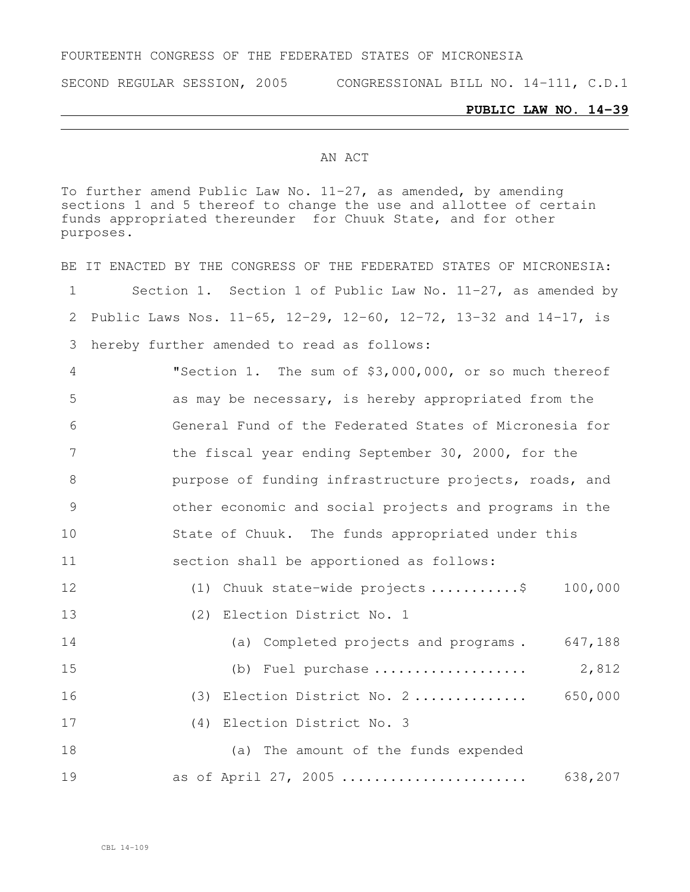FOURTEENTH CONGRESS OF THE FEDERATED STATES OF MICRONESIA

SECOND REGULAR SESSION, 2005 CONGRESSIONAL BILL NO. 14-111, C.D.1

**PUBLIC LAW NO. 14-39**

AN ACT

To further amend Public Law No. 11-27, as amended, by amending sections 1 and 5 thereof to change the use and allottee of certain funds appropriated thereunder for Chuuk State, and for other purposes.

BE IT ENACTED BY THE CONGRESS OF THE FEDERATED STATES OF MICRONESIA:

1 Section 1. Section 1 of Public Law No. 11-27, as amended by
2 Public Laws Nos. 11-65, 12-29, 12-60, 12-72, 13-32 and 14-17, is
3 hereby further amended to read as follows:

4 "Section 1. The sum of $3,000,000, or so much thereof
5 as may be necessary, is hereby appropriated from the
6 General Fund of the Federated States of Micronesia for
7 the fiscal year ending September 30, 2000, for the
8 purpose of funding infrastructure projects, roads, and
9 other economic and social projects and programs in the
10 State of Chuuk. The funds appropriated under this
11 section shall be apportioned as follows:

12 (1) Chuuk state-wide projects ...........$ 100,000
13 (2) Election District No. 1
14 (a) Completed projects and programs . 647,188
15 (b) Fuel purchase .................. 2,812
16 (3) Election District No. 2 ............. 650,000
17 (4) Election District No. 3
18 (a) The amount of the funds expended
19 as of April 27, 2005 ...................... 638,207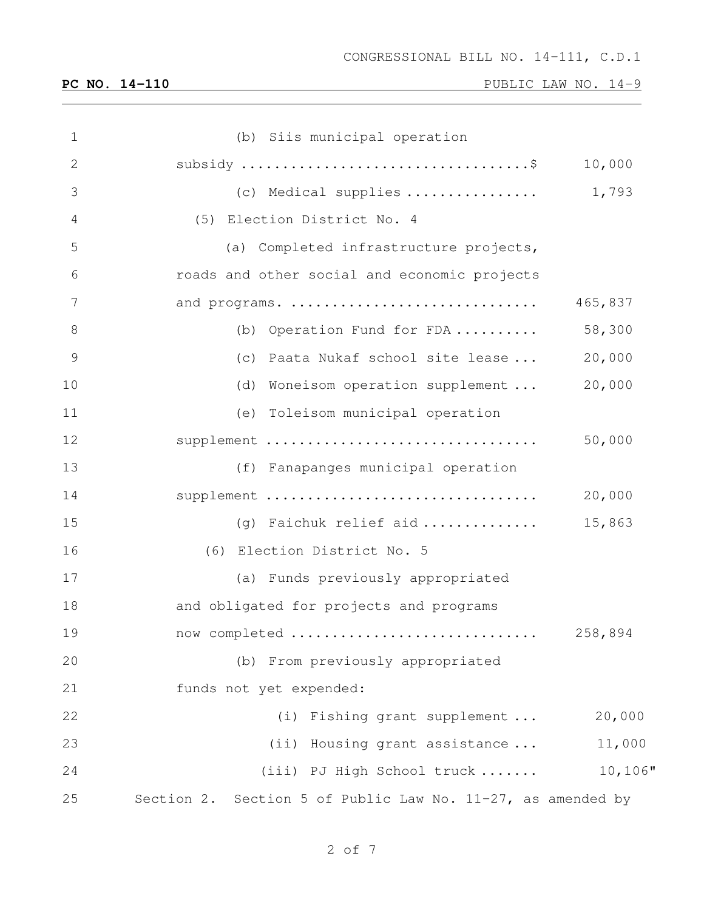CONGRESSIONAL BILL NO. 14-111, C.D.1

**PC NO. 14-110** PUBLIC LAW NO. 14-9

(b) Siis municipal operation subsidy ..................................$ 10,000

(c) Medical supplies ................ 1,793

(5) Election District No. 4

(a) Completed infrastructure projects, roads and other social and economic projects and programs. .............................. 465,837

(b) Operation Fund for FDA .......... 58,300

(c) Paata Nukaf school site lease ... 20,000

(d) Woneisom operation supplement ... 20,000

(e) Toleisom municipal operation supplement ................................ 50,000

(f) Fanapanges municipal operation supplement ................................ 20,000

(g) Faichuk relief aid .............. 15,863

(6) Election District No. 5

(a) Funds previously appropriated and obligated for projects and programs now completed ............................. 258,894

(b) From previously appropriated funds not yet expended:

(i) Fishing grant supplement ... 20,000

(ii) Housing grant assistance ... 11,000

(iii) PJ High School truck ....... 10,106"

Section 2. Section 5 of Public Law No. 11-27, as amended by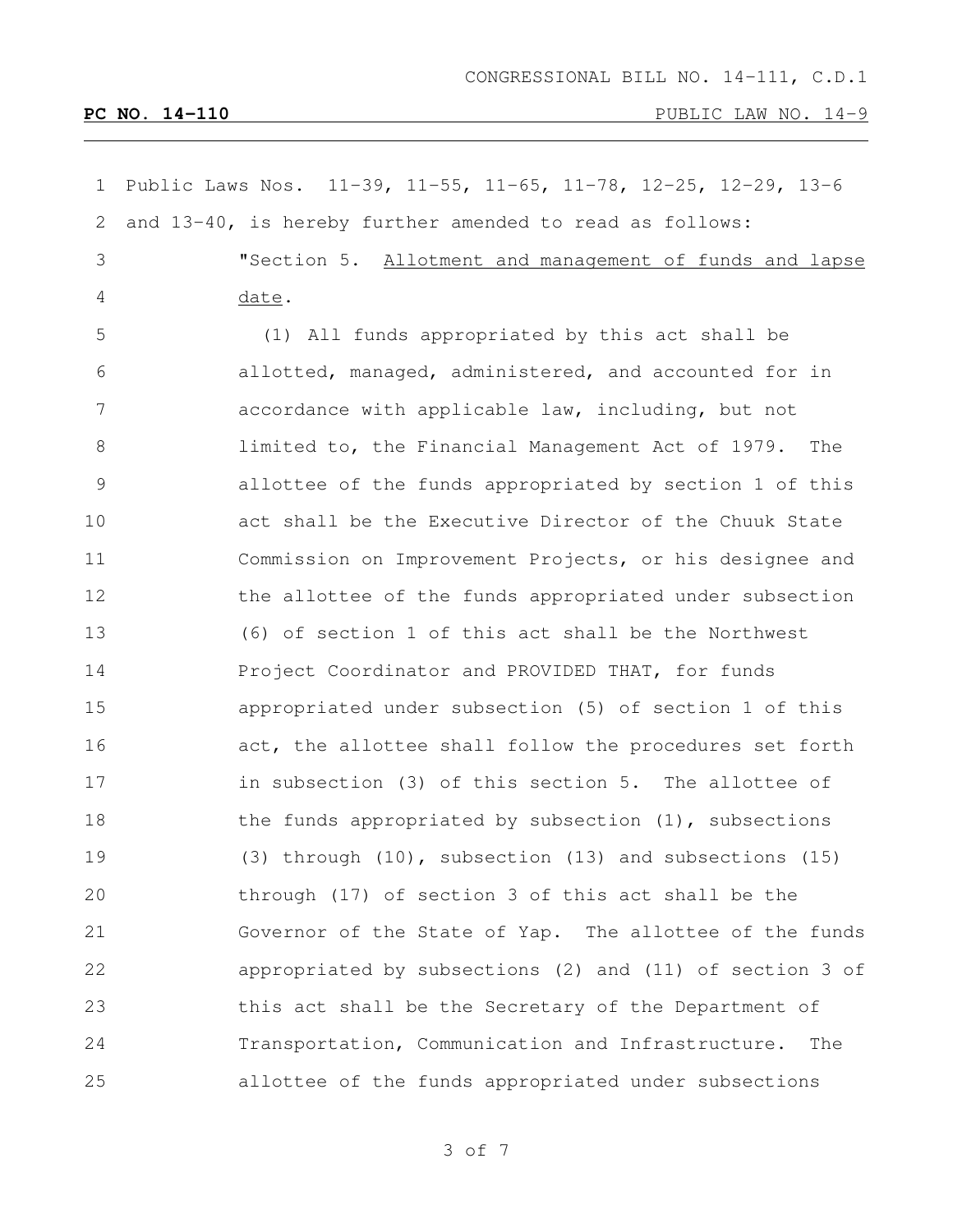Public Laws Nos. 11-39, 11-55, 11-65, 11-78, 12-25, 12-29, 13-6 and 13-40, is hereby further amended to read as follows:

"Section 5. Allotment and management of funds and lapse date.

(1) All funds appropriated by this act shall be allotted, managed, administered, and accounted for in accordance with applicable law, including, but not limited to, the Financial Management Act of 1979. The allottee of the funds appropriated by section 1 of this act shall be the Executive Director of the Chuuk State Commission on Improvement Projects, or his designee and the allottee of the funds appropriated under subsection (6) of section 1 of this act shall be the Northwest Project Coordinator and PROVIDED THAT, for funds appropriated under subsection (5) of section 1 of this act, the allottee shall follow the procedures set forth in subsection (3) of this section 5. The allottee of the funds appropriated by subsection (1), subsections (3) through (10), subsection (13) and subsections (15) through (17) of section 3 of this act shall be the Governor of the State of Yap. The allottee of the funds appropriated by subsections (2) and (11) of section 3 of this act shall be the Secretary of the Department of Transportation, Communication and Infrastructure. The allottee of the funds appropriated under subsections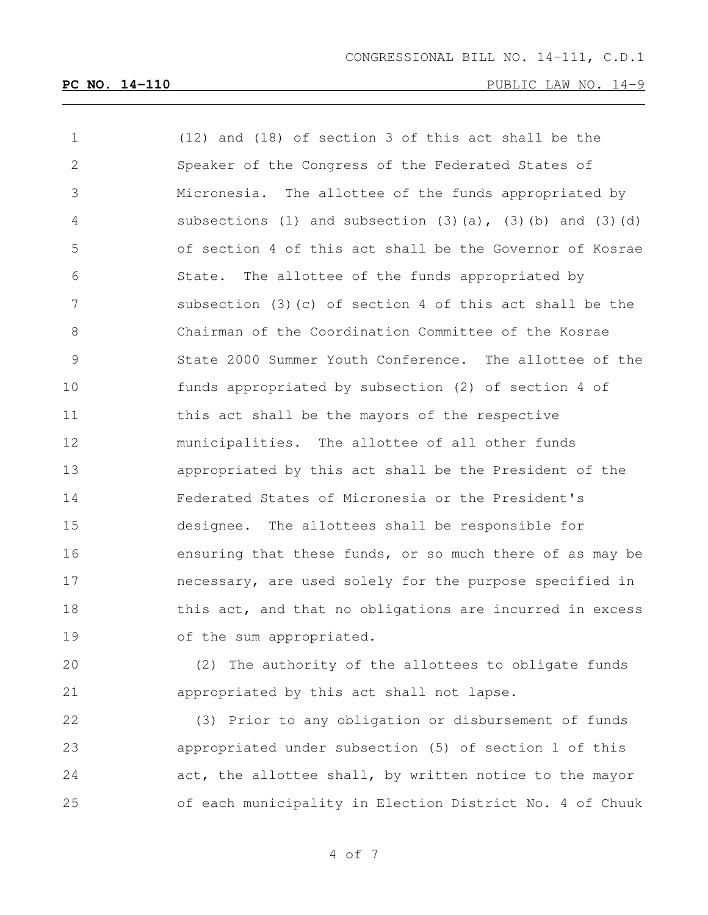(12) and (18) of section 3 of this act shall be the Speaker of the Congress of the Federated States of Micronesia. The allottee of the funds appropriated by subsections (1) and subsection (3)(a), (3)(b) and (3)(d) of section 4 of this act shall be the Governor of Kosrae State. The allottee of the funds appropriated by subsection (3)(c) of section 4 of this act shall be the Chairman of the Coordination Committee of the Kosrae State 2000 Summer Youth Conference. The allottee of the funds appropriated by subsection (2) of section 4 of this act shall be the mayors of the respective municipalities. The allottee of all other funds appropriated by this act shall be the President of the Federated States of Micronesia or the President's designee. The allottees shall be responsible for ensuring that these funds, or so much there of as may be necessary, are used solely for the purpose specified in this act, and that no obligations are incurred in excess of the sum appropriated.

(2) The authority of the allottees to obligate funds appropriated by this act shall not lapse.

(3) Prior to any obligation or disbursement of funds appropriated under subsection (5) of section 1 of this act, the allottee shall, by written notice to the mayor of each municipality in Election District No. 4 of Chuuk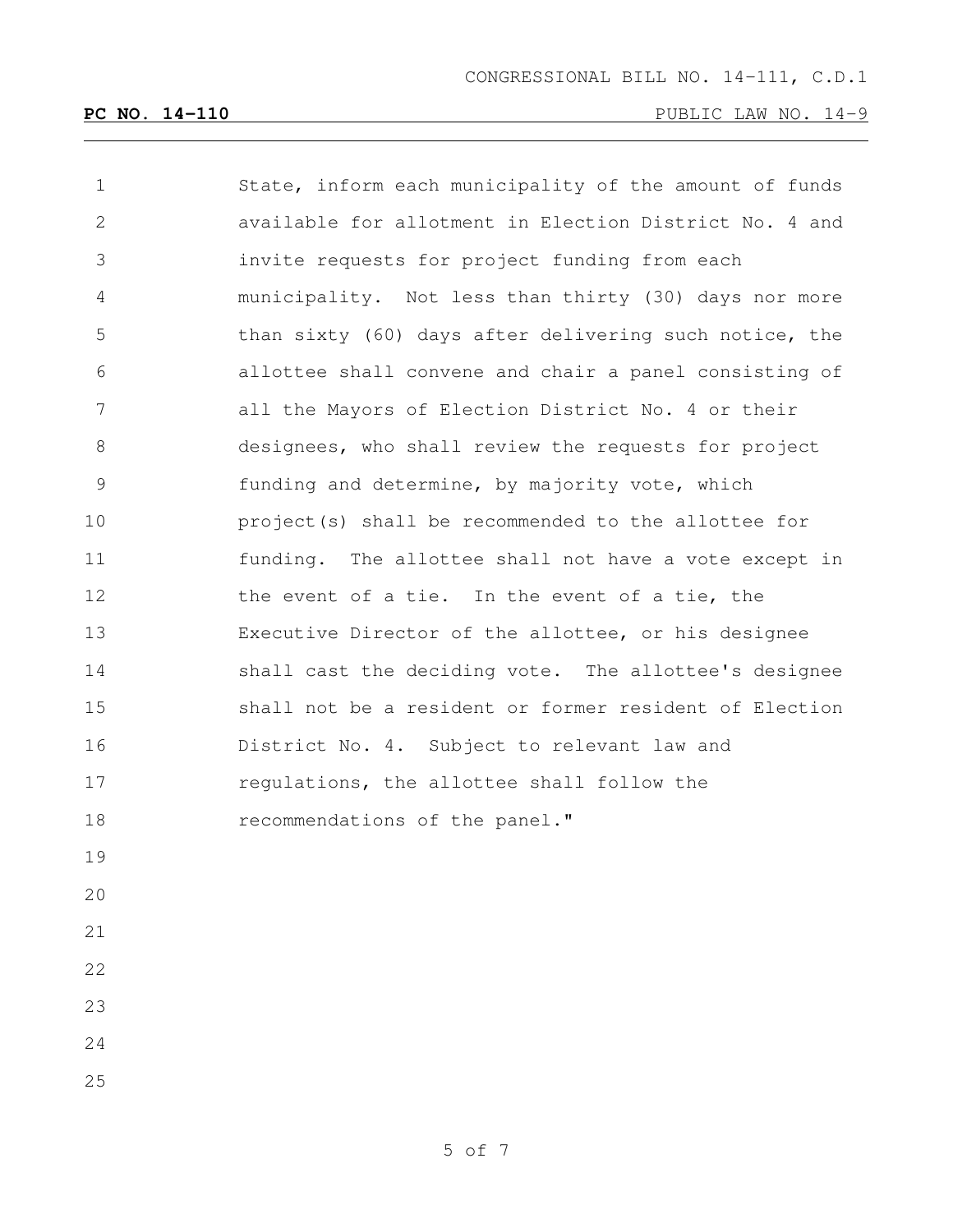State, inform each municipality of the amount of funds available for allotment in Election District No. 4 and invite requests for project funding from each municipality. Not less than thirty (30) days nor more than sixty (60) days after delivering such notice, the allottee shall convene and chair a panel consisting of all the Mayors of Election District No. 4 or their designees, who shall review the requests for project funding and determine, by majority vote, which project(s) shall be recommended to the allottee for funding. The allottee shall not have a vote except in the event of a tie. In the event of a tie, the Executive Director of the allottee, or his designee shall cast the deciding vote. The allottee's designee shall not be a resident or former resident of Election District No. 4. Subject to relevant law and regulations, the allottee shall follow the recommendations of the panel."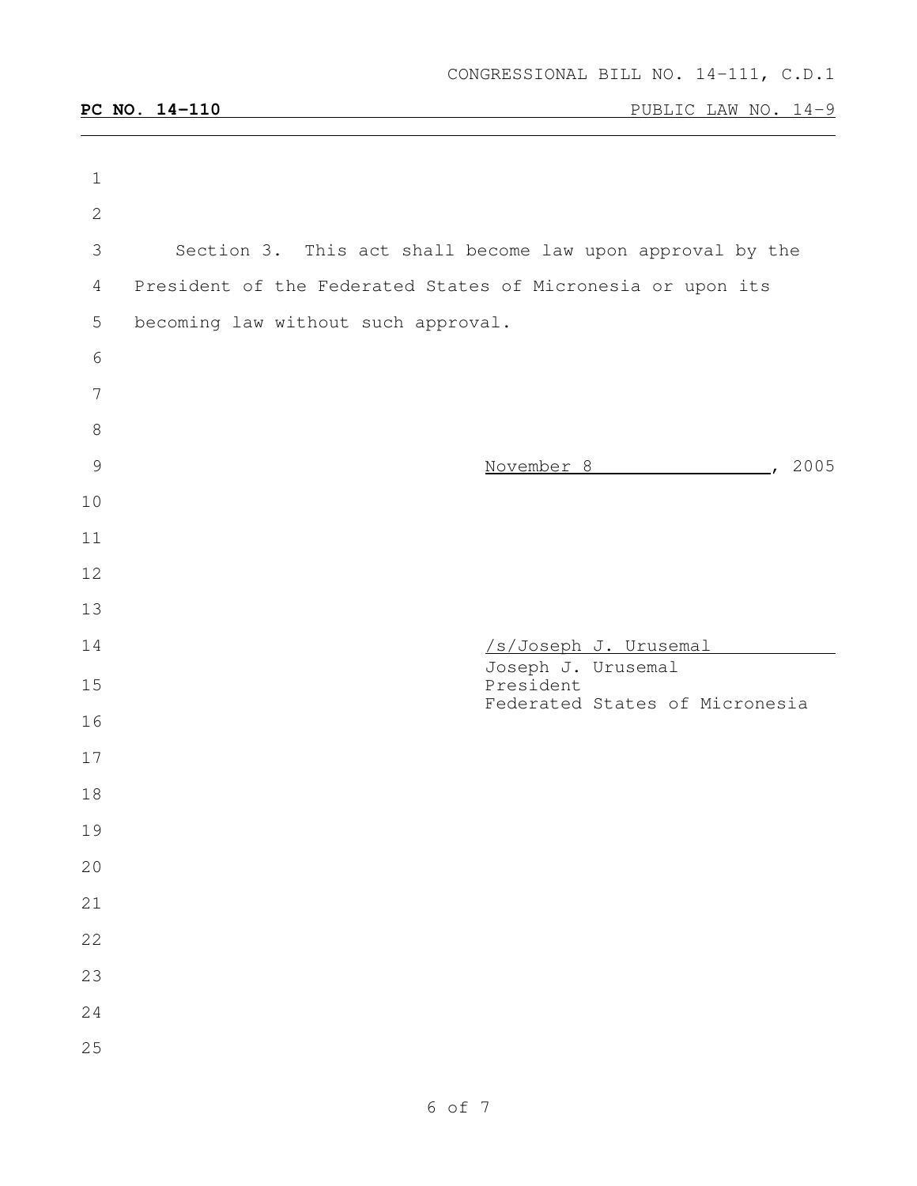Section 3. This act shall become law upon approval by the President of the Federated States of Micronesia or upon its becoming law without such approval.

November 8, 2005

/s/Joseph J. Urusemal

Joseph J. Urusemal
President
Federated States of Micronesia